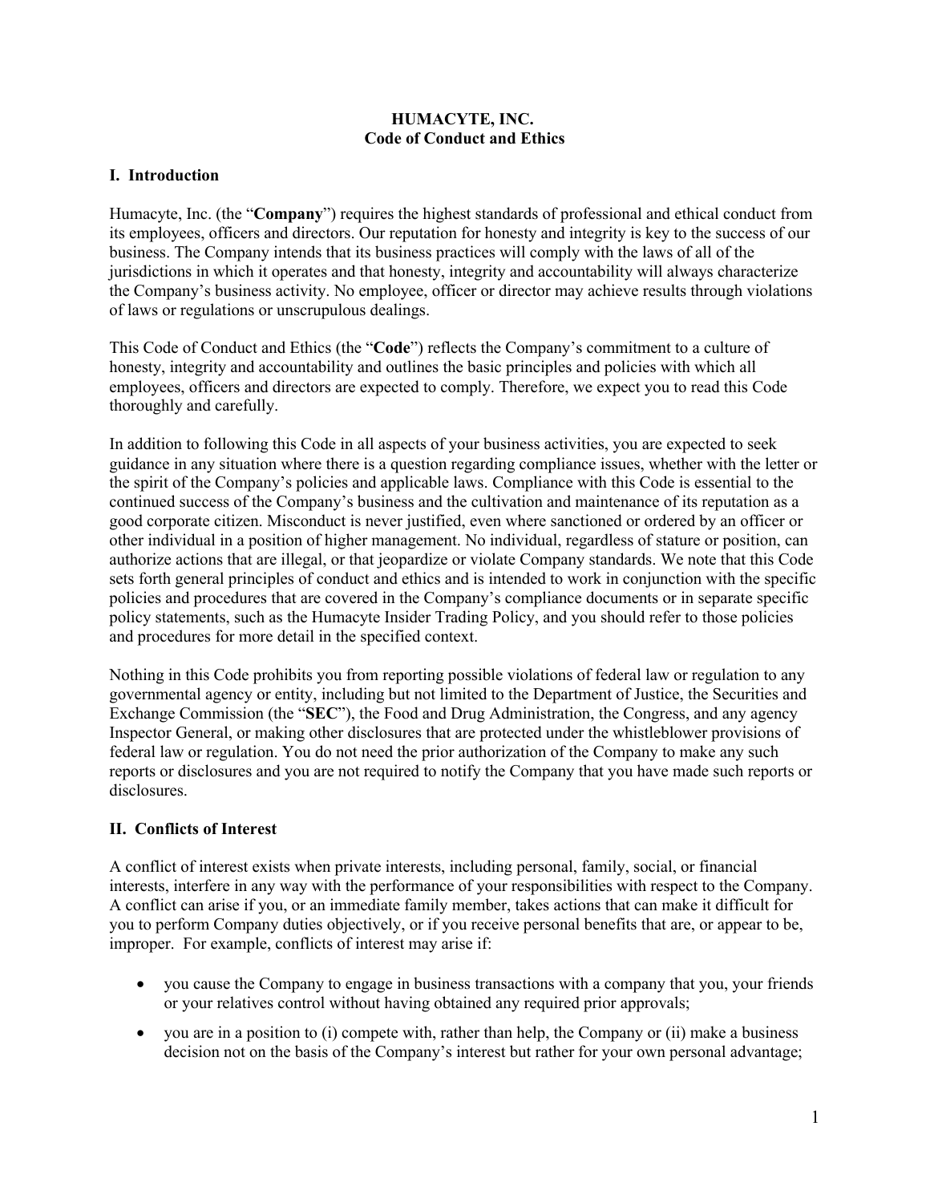# HUMACYTE, INC.
## Code of Conduct and Ethics

## I. Introduction

Humacyte, Inc. (the "**Company**") requires the highest standards of professional and ethical conduct from its employees, officers and directors. Our reputation for honesty and integrity is key to the success of our business. The Company intends that its business practices will comply with the laws of all of the jurisdictions in which it operates and that honesty, integrity and accountability will always characterize the Company's business activity. No employee, officer or director may achieve results through violations of laws or regulations or unscrupulous dealings.

This Code of Conduct and Ethics (the "**Code**") reflects the Company's commitment to a culture of honesty, integrity and accountability and outlines the basic principles and policies with which all employees, officers and directors are expected to comply. Therefore, we expect you to read this Code thoroughly and carefully.

In addition to following this Code in all aspects of your business activities, you are expected to seek guidance in any situation where there is a question regarding compliance issues, whether with the letter or the spirit of the Company's policies and applicable laws. Compliance with this Code is essential to the continued success of the Company's business and the cultivation and maintenance of its reputation as a good corporate citizen. Misconduct is never justified, even where sanctioned or ordered by an officer or other individual in a position of higher management. No individual, regardless of stature or position, can authorize actions that are illegal, or that jeopardize or violate Company standards. We note that this Code sets forth general principles of conduct and ethics and is intended to work in conjunction with the specific policies and procedures that are covered in the Company's compliance documents or in separate specific policy statements, such as the Humacyte Insider Trading Policy, and you should refer to those policies and procedures for more detail in the specified context.

Nothing in this Code prohibits you from reporting possible violations of federal law or regulation to any governmental agency or entity, including but not limited to the Department of Justice, the Securities and Exchange Commission (the "**SEC**"), the Food and Drug Administration, the Congress, and any agency Inspector General, or making other disclosures that are protected under the whistleblower provisions of federal law or regulation. You do not need the prior authorization of the Company to make any such reports or disclosures and you are not required to notify the Company that you have made such reports or disclosures.

## II. Conflicts of Interest

A conflict of interest exists when private interests, including personal, family, social, or financial interests, interfere in any way with the performance of your responsibilities with respect to the Company. A conflict can arise if you, or an immediate family member, takes actions that can make it difficult for you to perform Company duties objectively, or if you receive personal benefits that are, or appear to be, improper. For example, conflicts of interest may arise if:

- you cause the Company to engage in business transactions with a company that you, your friends or your relatives control without having obtained any required prior approvals;
- you are in a position to (i) compete with, rather than help, the Company or (ii) make a business decision not on the basis of the Company's interest but rather for your own personal advantage;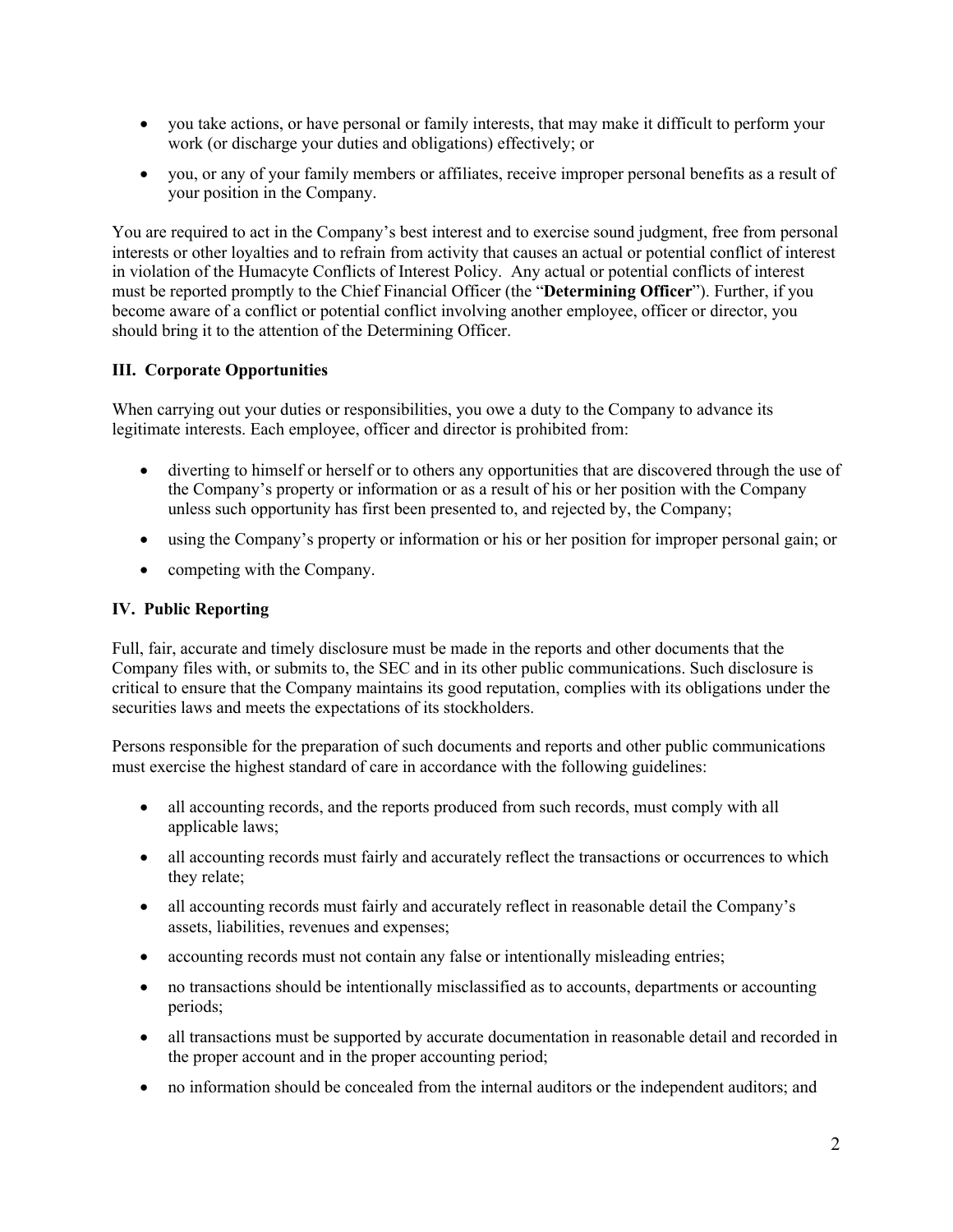- you take actions, or have personal or family interests, that may make it difficult to perform your work (or discharge your duties and obligations) effectively; or
- you, or any of your family members or affiliates, receive improper personal benefits as a result of your position in the Company.

You are required to act in the Company's best interest and to exercise sound judgment, free from personal interests or other loyalties and to refrain from activity that causes an actual or potential conflict of interest in violation of the Humacyte Conflicts of Interest Policy. Any actual or potential conflicts of interest must be reported promptly to the Chief Financial Officer (the "**Determining Officer**"). Further, if you become aware of a conflict or potential conflict involving another employee, officer or director, you should bring it to the attention of the Determining Officer.

## III. Corporate Opportunities

When carrying out your duties or responsibilities, you owe a duty to the Company to advance its legitimate interests. Each employee, officer and director is prohibited from:

- diverting to himself or herself or to others any opportunities that are discovered through the use of the Company's property or information or as a result of his or her position with the Company unless such opportunity has first been presented to, and rejected by, the Company;
- using the Company's property or information or his or her position for improper personal gain; or
- competing with the Company.

## IV. Public Reporting

Full, fair, accurate and timely disclosure must be made in the reports and other documents that the Company files with, or submits to, the SEC and in its other public communications. Such disclosure is critical to ensure that the Company maintains its good reputation, complies with its obligations under the securities laws and meets the expectations of its stockholders.

Persons responsible for the preparation of such documents and reports and other public communications must exercise the highest standard of care in accordance with the following guidelines:

- all accounting records, and the reports produced from such records, must comply with all applicable laws;
- all accounting records must fairly and accurately reflect the transactions or occurrences to which they relate;
- all accounting records must fairly and accurately reflect in reasonable detail the Company's assets, liabilities, revenues and expenses;
- accounting records must not contain any false or intentionally misleading entries;
- no transactions should be intentionally misclassified as to accounts, departments or accounting periods;
- all transactions must be supported by accurate documentation in reasonable detail and recorded in the proper account and in the proper accounting period;
- no information should be concealed from the internal auditors or the independent auditors; and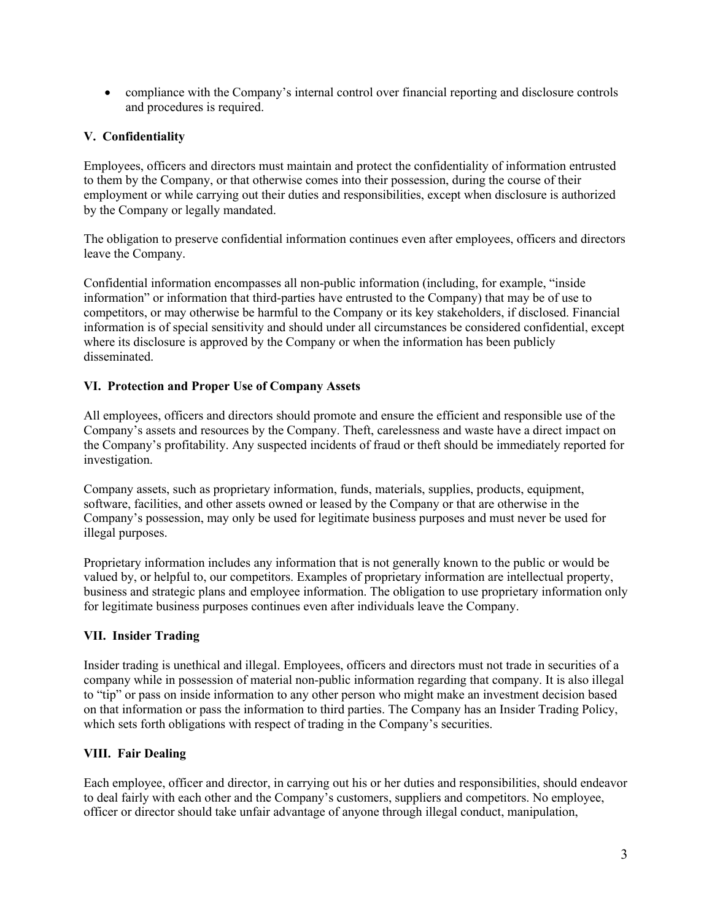- compliance with the Company's internal control over financial reporting and disclosure controls and procedures is required.

### V. Confidentiality

Employees, officers and directors must maintain and protect the confidentiality of information entrusted to them by the Company, or that otherwise comes into their possession, during the course of their employment or while carrying out their duties and responsibilities, except when disclosure is authorized by the Company or legally mandated.

The obligation to preserve confidential information continues even after employees, officers and directors leave the Company.

Confidential information encompasses all non-public information (including, for example, "inside information" or information that third-parties have entrusted to the Company) that may be of use to competitors, or may otherwise be harmful to the Company or its key stakeholders, if disclosed. Financial information is of special sensitivity and should under all circumstances be considered confidential, except where its disclosure is approved by the Company or when the information has been publicly disseminated.

### VI. Protection and Proper Use of Company Assets

All employees, officers and directors should promote and ensure the efficient and responsible use of the Company's assets and resources by the Company. Theft, carelessness and waste have a direct impact on the Company's profitability. Any suspected incidents of fraud or theft should be immediately reported for investigation.

Company assets, such as proprietary information, funds, materials, supplies, products, equipment, software, facilities, and other assets owned or leased by the Company or that are otherwise in the Company's possession, may only be used for legitimate business purposes and must never be used for illegal purposes.

Proprietary information includes any information that is not generally known to the public or would be valued by, or helpful to, our competitors. Examples of proprietary information are intellectual property, business and strategic plans and employee information. The obligation to use proprietary information only for legitimate business purposes continues even after individuals leave the Company.

### VII. Insider Trading

Insider trading is unethical and illegal. Employees, officers and directors must not trade in securities of a company while in possession of material non-public information regarding that company. It is also illegal to "tip" or pass on inside information to any other person who might make an investment decision based on that information or pass the information to third parties. The Company has an Insider Trading Policy, which sets forth obligations with respect of trading in the Company's securities.

### VIII. Fair Dealing

Each employee, officer and director, in carrying out his or her duties and responsibilities, should endeavor to deal fairly with each other and the Company's customers, suppliers and competitors. No employee, officer or director should take unfair advantage of anyone through illegal conduct, manipulation,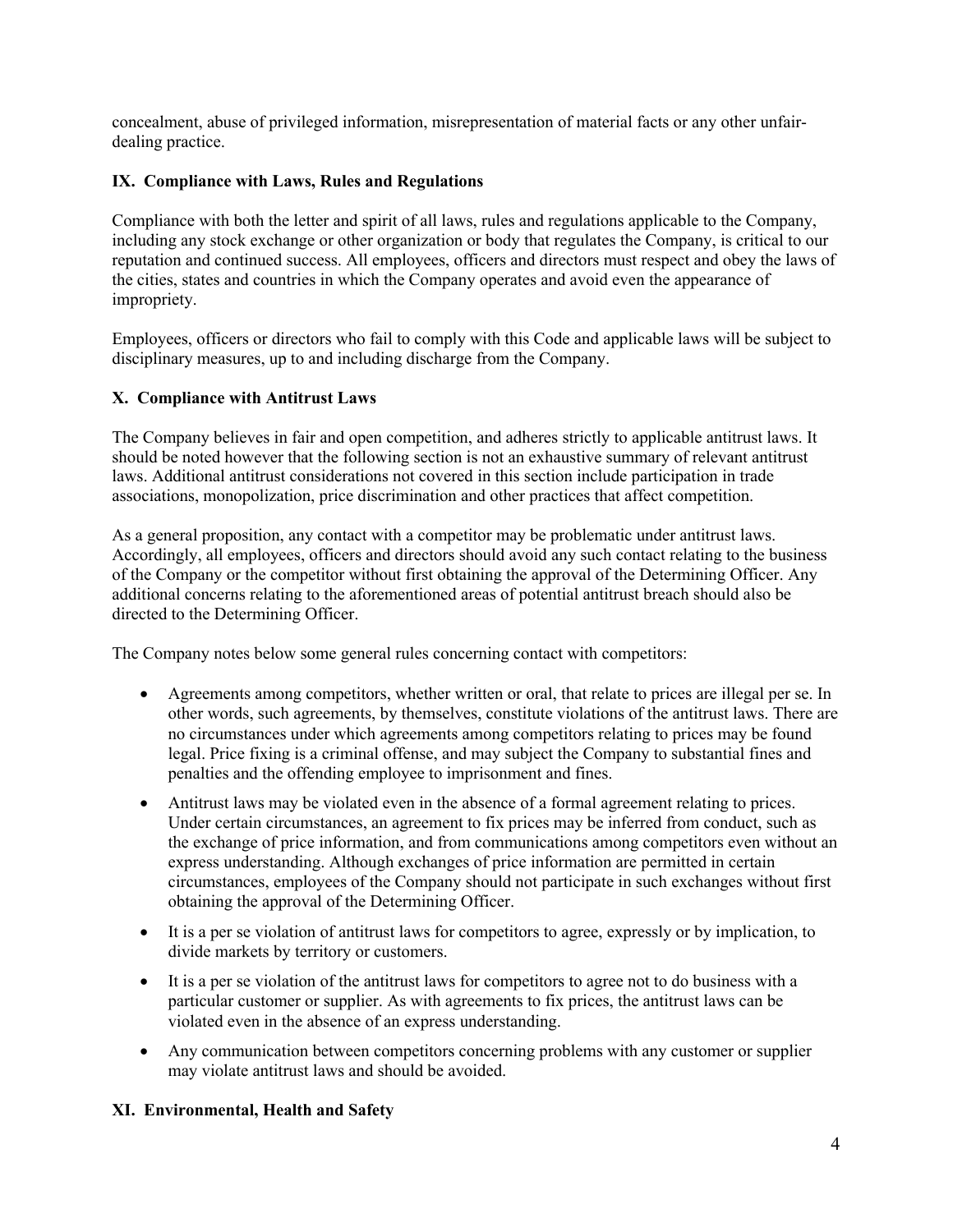concealment, abuse of privileged information, misrepresentation of material facts or any other unfair-dealing practice.

## IX. Compliance with Laws, Rules and Regulations

Compliance with both the letter and spirit of all laws, rules and regulations applicable to the Company, including any stock exchange or other organization or body that regulates the Company, is critical to our reputation and continued success. All employees, officers and directors must respect and obey the laws of the cities, states and countries in which the Company operates and avoid even the appearance of impropriety.

Employees, officers or directors who fail to comply with this Code and applicable laws will be subject to disciplinary measures, up to and including discharge from the Company.

## X. Compliance with Antitrust Laws

The Company believes in fair and open competition, and adheres strictly to applicable antitrust laws. It should be noted however that the following section is not an exhaustive summary of relevant antitrust laws. Additional antitrust considerations not covered in this section include participation in trade associations, monopolization, price discrimination and other practices that affect competition.

As a general proposition, any contact with a competitor may be problematic under antitrust laws. Accordingly, all employees, officers and directors should avoid any such contact relating to the business of the Company or the competitor without first obtaining the approval of the Determining Officer. Any additional concerns relating to the aforementioned areas of potential antitrust breach should also be directed to the Determining Officer.

The Company notes below some general rules concerning contact with competitors:

- Agreements among competitors, whether written or oral, that relate to prices are illegal per se. In other words, such agreements, by themselves, constitute violations of the antitrust laws. There are no circumstances under which agreements among competitors relating to prices may be found legal. Price fixing is a criminal offense, and may subject the Company to substantial fines and penalties and the offending employee to imprisonment and fines.
- Antitrust laws may be violated even in the absence of a formal agreement relating to prices. Under certain circumstances, an agreement to fix prices may be inferred from conduct, such as the exchange of price information, and from communications among competitors even without an express understanding. Although exchanges of price information are permitted in certain circumstances, employees of the Company should not participate in such exchanges without first obtaining the approval of the Determining Officer.
- It is a per se violation of antitrust laws for competitors to agree, expressly or by implication, to divide markets by territory or customers.
- It is a per se violation of the antitrust laws for competitors to agree not to do business with a particular customer or supplier. As with agreements to fix prices, the antitrust laws can be violated even in the absence of an express understanding.
- Any communication between competitors concerning problems with any customer or supplier may violate antitrust laws and should be avoided.

## XI. Environmental, Health and Safety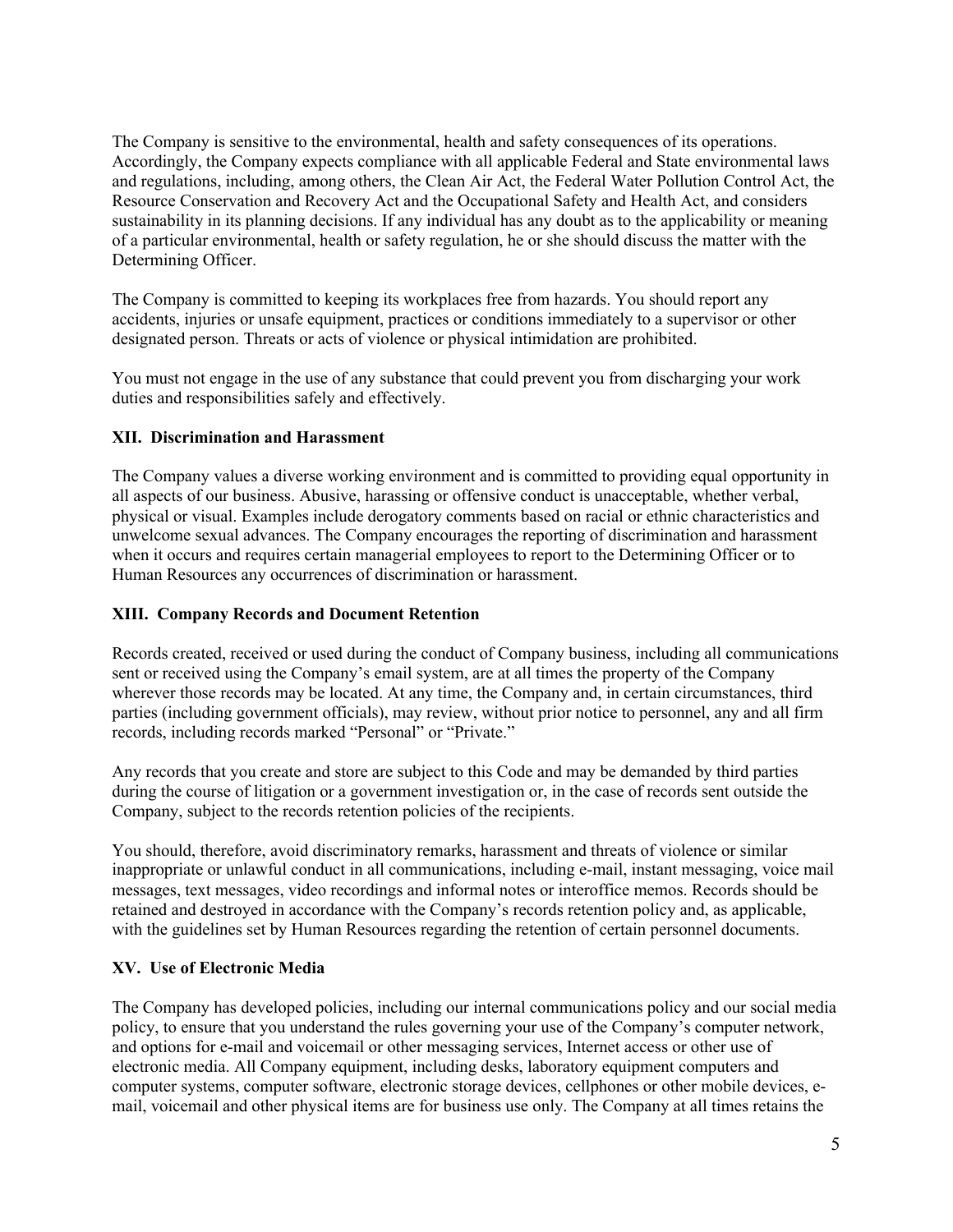The Company is sensitive to the environmental, health and safety consequences of its operations. Accordingly, the Company expects compliance with all applicable Federal and State environmental laws and regulations, including, among others, the Clean Air Act, the Federal Water Pollution Control Act, the Resource Conservation and Recovery Act and the Occupational Safety and Health Act, and considers sustainability in its planning decisions. If any individual has any doubt as to the applicability or meaning of a particular environmental, health or safety regulation, he or she should discuss the matter with the Determining Officer.

The Company is committed to keeping its workplaces free from hazards. You should report any accidents, injuries or unsafe equipment, practices or conditions immediately to a supervisor or other designated person. Threats or acts of violence or physical intimidation are prohibited.

You must not engage in the use of any substance that could prevent you from discharging your work duties and responsibilities safely and effectively.

## XII. Discrimination and Harassment

The Company values a diverse working environment and is committed to providing equal opportunity in all aspects of our business. Abusive, harassing or offensive conduct is unacceptable, whether verbal, physical or visual. Examples include derogatory comments based on racial or ethnic characteristics and unwelcome sexual advances. The Company encourages the reporting of discrimination and harassment when it occurs and requires certain managerial employees to report to the Determining Officer or to Human Resources any occurrences of discrimination or harassment.

## XIII. Company Records and Document Retention

Records created, received or used during the conduct of Company business, including all communications sent or received using the Company's email system, are at all times the property of the Company wherever those records may be located. At any time, the Company and, in certain circumstances, third parties (including government officials), may review, without prior notice to personnel, any and all firm records, including records marked "Personal" or "Private."

Any records that you create and store are subject to this Code and may be demanded by third parties during the course of litigation or a government investigation or, in the case of records sent outside the Company, subject to the records retention policies of the recipients.

You should, therefore, avoid discriminatory remarks, harassment and threats of violence or similar inappropriate or unlawful conduct in all communications, including e-mail, instant messaging, voice mail messages, text messages, video recordings and informal notes or interoffice memos. Records should be retained and destroyed in accordance with the Company's records retention policy and, as applicable, with the guidelines set by Human Resources regarding the retention of certain personnel documents.

## XV. Use of Electronic Media

The Company has developed policies, including our internal communications policy and our social media policy, to ensure that you understand the rules governing your use of the Company's computer network, and options for e-mail and voicemail or other messaging services, Internet access or other use of electronic media. All Company equipment, including desks, laboratory equipment computers and computer systems, computer software, electronic storage devices, cellphones or other mobile devices, e-mail, voicemail and other physical items are for business use only. The Company at all times retains the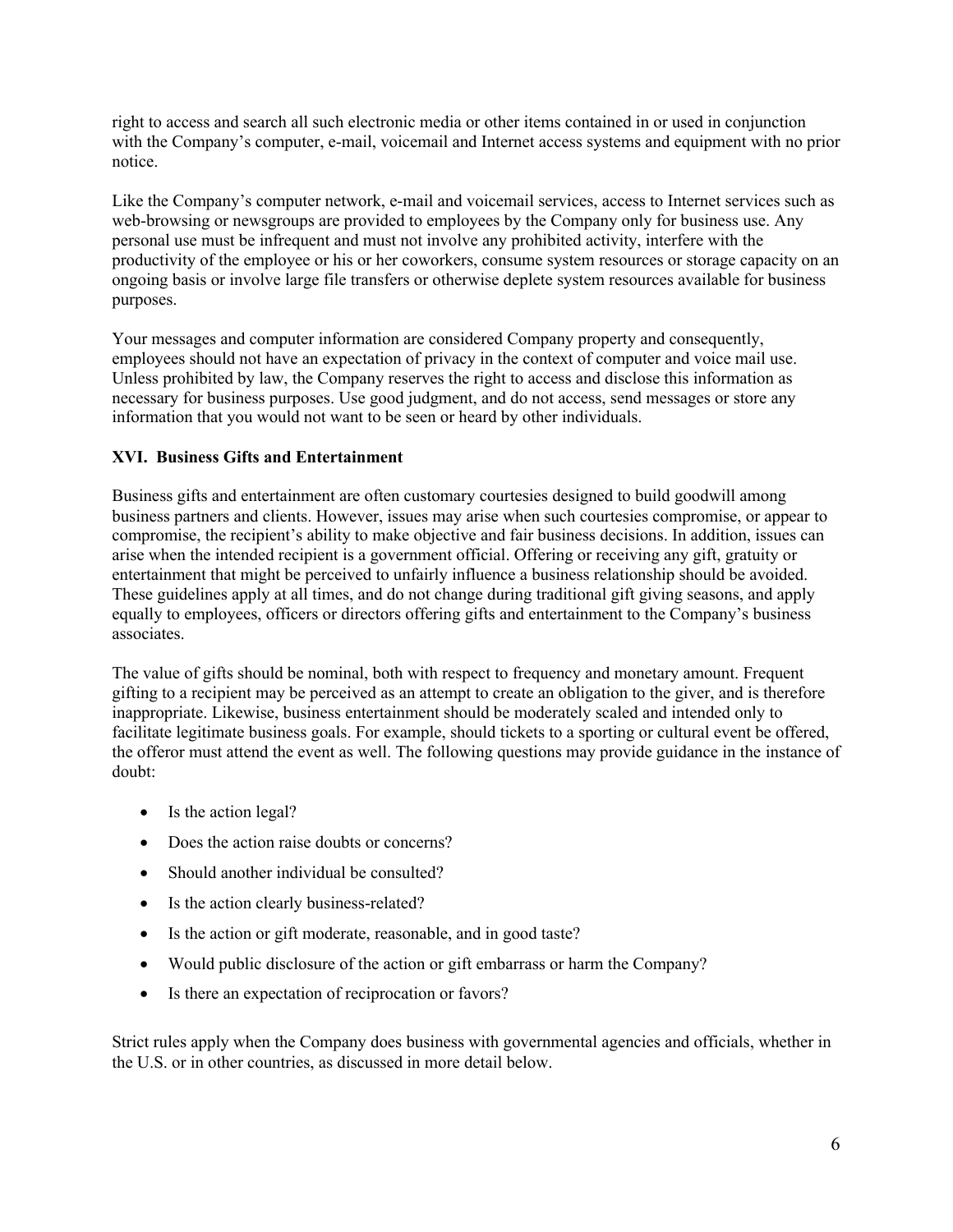right to access and search all such electronic media or other items contained in or used in conjunction with the Company's computer, e-mail, voicemail and Internet access systems and equipment with no prior notice.

Like the Company's computer network, e-mail and voicemail services, access to Internet services such as web-browsing or newsgroups are provided to employees by the Company only for business use. Any personal use must be infrequent and must not involve any prohibited activity, interfere with the productivity of the employee or his or her coworkers, consume system resources or storage capacity on an ongoing basis or involve large file transfers or otherwise deplete system resources available for business purposes.

Your messages and computer information are considered Company property and consequently, employees should not have an expectation of privacy in the context of computer and voice mail use. Unless prohibited by law, the Company reserves the right to access and disclose this information as necessary for business purposes. Use good judgment, and do not access, send messages or store any information that you would not want to be seen or heard by other individuals.

## XVI. Business Gifts and Entertainment

Business gifts and entertainment are often customary courtesies designed to build goodwill among business partners and clients. However, issues may arise when such courtesies compromise, or appear to compromise, the recipient's ability to make objective and fair business decisions. In addition, issues can arise when the intended recipient is a government official. Offering or receiving any gift, gratuity or entertainment that might be perceived to unfairly influence a business relationship should be avoided. These guidelines apply at all times, and do not change during traditional gift giving seasons, and apply equally to employees, officers or directors offering gifts and entertainment to the Company's business associates.

The value of gifts should be nominal, both with respect to frequency and monetary amount. Frequent gifting to a recipient may be perceived as an attempt to create an obligation to the giver, and is therefore inappropriate. Likewise, business entertainment should be moderately scaled and intended only to facilitate legitimate business goals. For example, should tickets to a sporting or cultural event be offered, the offeror must attend the event as well. The following questions may provide guidance in the instance of doubt:

- Is the action legal?
- Does the action raise doubts or concerns?
- Should another individual be consulted?
- Is the action clearly business-related?
- Is the action or gift moderate, reasonable, and in good taste?
- Would public disclosure of the action or gift embarrass or harm the Company?
- Is there an expectation of reciprocation or favors?

Strict rules apply when the Company does business with governmental agencies and officials, whether in the U.S. or in other countries, as discussed in more detail below.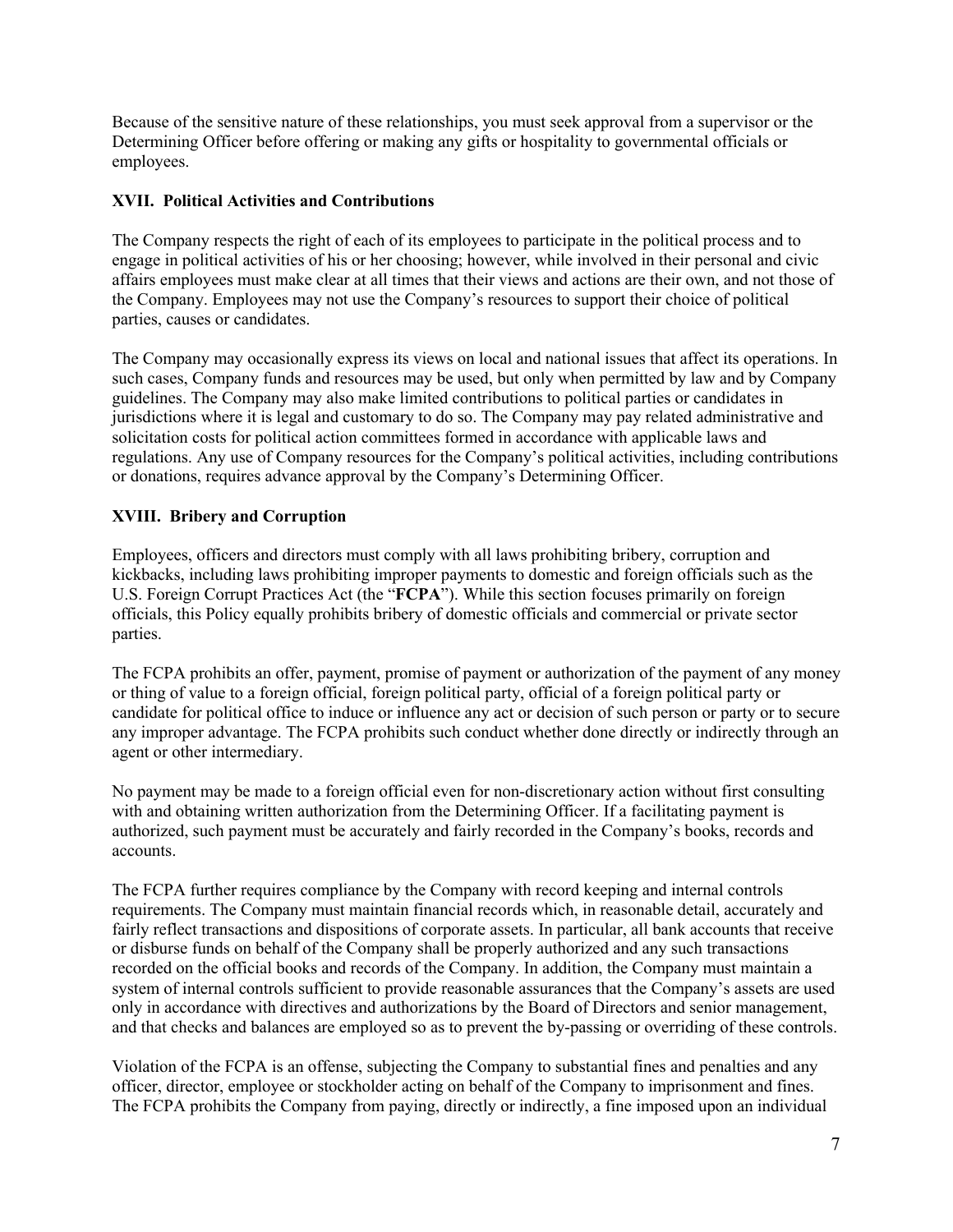Because of the sensitive nature of these relationships, you must seek approval from a supervisor or the Determining Officer before offering or making any gifts or hospitality to governmental officials or employees.

## XVII. Political Activities and Contributions

The Company respects the right of each of its employees to participate in the political process and to engage in political activities of his or her choosing; however, while involved in their personal and civic affairs employees must make clear at all times that their views and actions are their own, and not those of the Company. Employees may not use the Company's resources to support their choice of political parties, causes or candidates.

The Company may occasionally express its views on local and national issues that affect its operations. In such cases, Company funds and resources may be used, but only when permitted by law and by Company guidelines. The Company may also make limited contributions to political parties or candidates in jurisdictions where it is legal and customary to do so. The Company may pay related administrative and solicitation costs for political action committees formed in accordance with applicable laws and regulations. Any use of Company resources for the Company's political activities, including contributions or donations, requires advance approval by the Company's Determining Officer.

## XVIII. Bribery and Corruption

Employees, officers and directors must comply with all laws prohibiting bribery, corruption and kickbacks, including laws prohibiting improper payments to domestic and foreign officials such as the U.S. Foreign Corrupt Practices Act (the "**FCPA**"). While this section focuses primarily on foreign officials, this Policy equally prohibits bribery of domestic officials and commercial or private sector parties.

The FCPA prohibits an offer, payment, promise of payment or authorization of the payment of any money or thing of value to a foreign official, foreign political party, official of a foreign political party or candidate for political office to induce or influence any act or decision of such person or party or to secure any improper advantage. The FCPA prohibits such conduct whether done directly or indirectly through an agent or other intermediary.

No payment may be made to a foreign official even for non-discretionary action without first consulting with and obtaining written authorization from the Determining Officer. If a facilitating payment is authorized, such payment must be accurately and fairly recorded in the Company's books, records and accounts.

The FCPA further requires compliance by the Company with record keeping and internal controls requirements. The Company must maintain financial records which, in reasonable detail, accurately and fairly reflect transactions and dispositions of corporate assets. In particular, all bank accounts that receive or disburse funds on behalf of the Company shall be properly authorized and any such transactions recorded on the official books and records of the Company. In addition, the Company must maintain a system of internal controls sufficient to provide reasonable assurances that the Company's assets are used only in accordance with directives and authorizations by the Board of Directors and senior management, and that checks and balances are employed so as to prevent the by-passing or overriding of these controls.

Violation of the FCPA is an offense, subjecting the Company to substantial fines and penalties and any officer, director, employee or stockholder acting on behalf of the Company to imprisonment and fines. The FCPA prohibits the Company from paying, directly or indirectly, a fine imposed upon an individual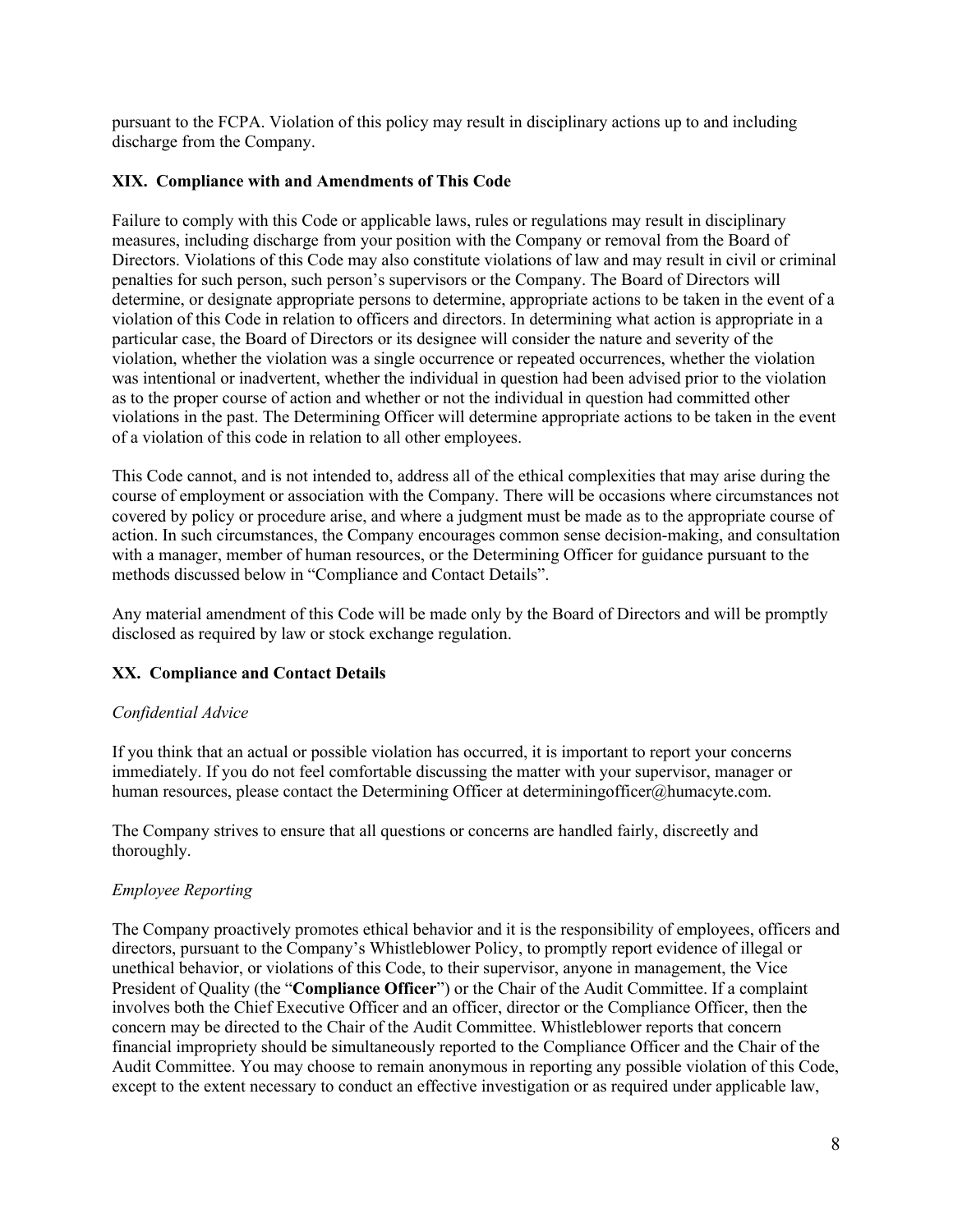pursuant to the FCPA. Violation of this policy may result in disciplinary actions up to and including discharge from the Company.

## XIX. Compliance with and Amendments of This Code

Failure to comply with this Code or applicable laws, rules or regulations may result in disciplinary measures, including discharge from your position with the Company or removal from the Board of Directors. Violations of this Code may also constitute violations of law and may result in civil or criminal penalties for such person, such person's supervisors or the Company. The Board of Directors will determine, or designate appropriate persons to determine, appropriate actions to be taken in the event of a violation of this Code in relation to officers and directors. In determining what action is appropriate in a particular case, the Board of Directors or its designee will consider the nature and severity of the violation, whether the violation was a single occurrence or repeated occurrences, whether the violation was intentional or inadvertent, whether the individual in question had been advised prior to the violation as to the proper course of action and whether or not the individual in question had committed other violations in the past. The Determining Officer will determine appropriate actions to be taken in the event of a violation of this code in relation to all other employees.

This Code cannot, and is not intended to, address all of the ethical complexities that may arise during the course of employment or association with the Company. There will be occasions where circumstances not covered by policy or procedure arise, and where a judgment must be made as to the appropriate course of action. In such circumstances, the Company encourages common sense decision-making, and consultation with a manager, member of human resources, or the Determining Officer for guidance pursuant to the methods discussed below in "Compliance and Contact Details".

Any material amendment of this Code will be made only by the Board of Directors and will be promptly disclosed as required by law or stock exchange regulation.

## XX. Compliance and Contact Details

*Confidential Advice*

If you think that an actual or possible violation has occurred, it is important to report your concerns immediately. If you do not feel comfortable discussing the matter with your supervisor, manager or human resources, please contact the Determining Officer at determiningofficer@humacyte.com.

The Company strives to ensure that all questions or concerns are handled fairly, discreetly and thoroughly.

*Employee Reporting*

The Company proactively promotes ethical behavior and it is the responsibility of employees, officers and directors, pursuant to the Company's Whistleblower Policy, to promptly report evidence of illegal or unethical behavior, or violations of this Code, to their supervisor, anyone in management, the Vice President of Quality (the "**Compliance Officer**") or the Chair of the Audit Committee. If a complaint involves both the Chief Executive Officer and an officer, director or the Compliance Officer, then the concern may be directed to the Chair of the Audit Committee. Whistleblower reports that concern financial impropriety should be simultaneously reported to the Compliance Officer and the Chair of the Audit Committee. You may choose to remain anonymous in reporting any possible violation of this Code, except to the extent necessary to conduct an effective investigation or as required under applicable law,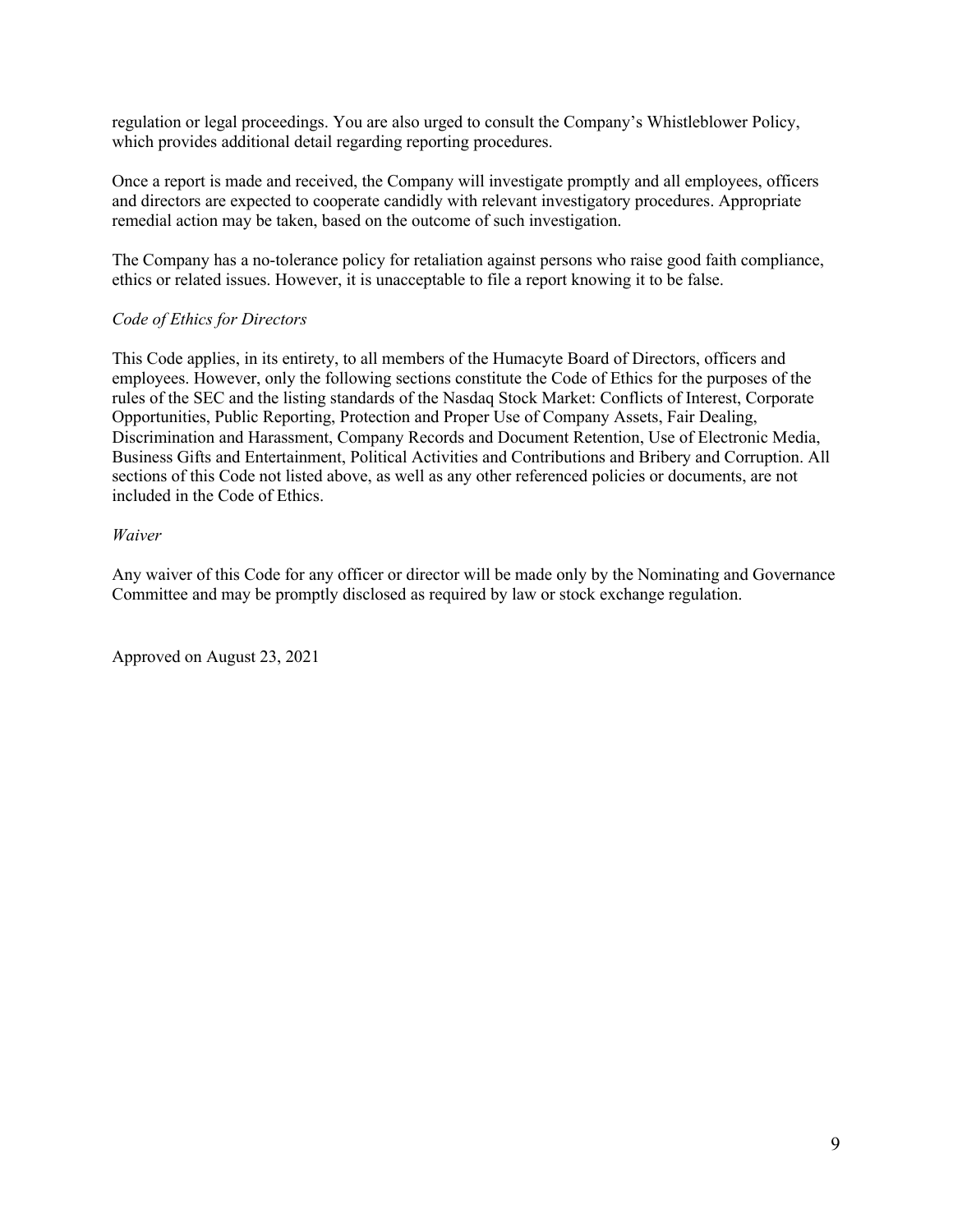regulation or legal proceedings. You are also urged to consult the Company's Whistleblower Policy, which provides additional detail regarding reporting procedures.

Once a report is made and received, the Company will investigate promptly and all employees, officers and directors are expected to cooperate candidly with relevant investigatory procedures. Appropriate remedial action may be taken, based on the outcome of such investigation.

The Company has a no-tolerance policy for retaliation against persons who raise good faith compliance, ethics or related issues. However, it is unacceptable to file a report knowing it to be false.

*Code of Ethics for Directors*

This Code applies, in its entirety, to all members of the Humacyte Board of Directors, officers and employees. However, only the following sections constitute the Code of Ethics for the purposes of the rules of the SEC and the listing standards of the Nasdaq Stock Market: Conflicts of Interest, Corporate Opportunities, Public Reporting, Protection and Proper Use of Company Assets, Fair Dealing, Discrimination and Harassment, Company Records and Document Retention, Use of Electronic Media, Business Gifts and Entertainment, Political Activities and Contributions and Bribery and Corruption. All sections of this Code not listed above, as well as any other referenced policies or documents, are not included in the Code of Ethics.

*Waiver*

Any waiver of this Code for any officer or director will be made only by the Nominating and Governance Committee and may be promptly disclosed as required by law or stock exchange regulation.

Approved on August 23, 2021